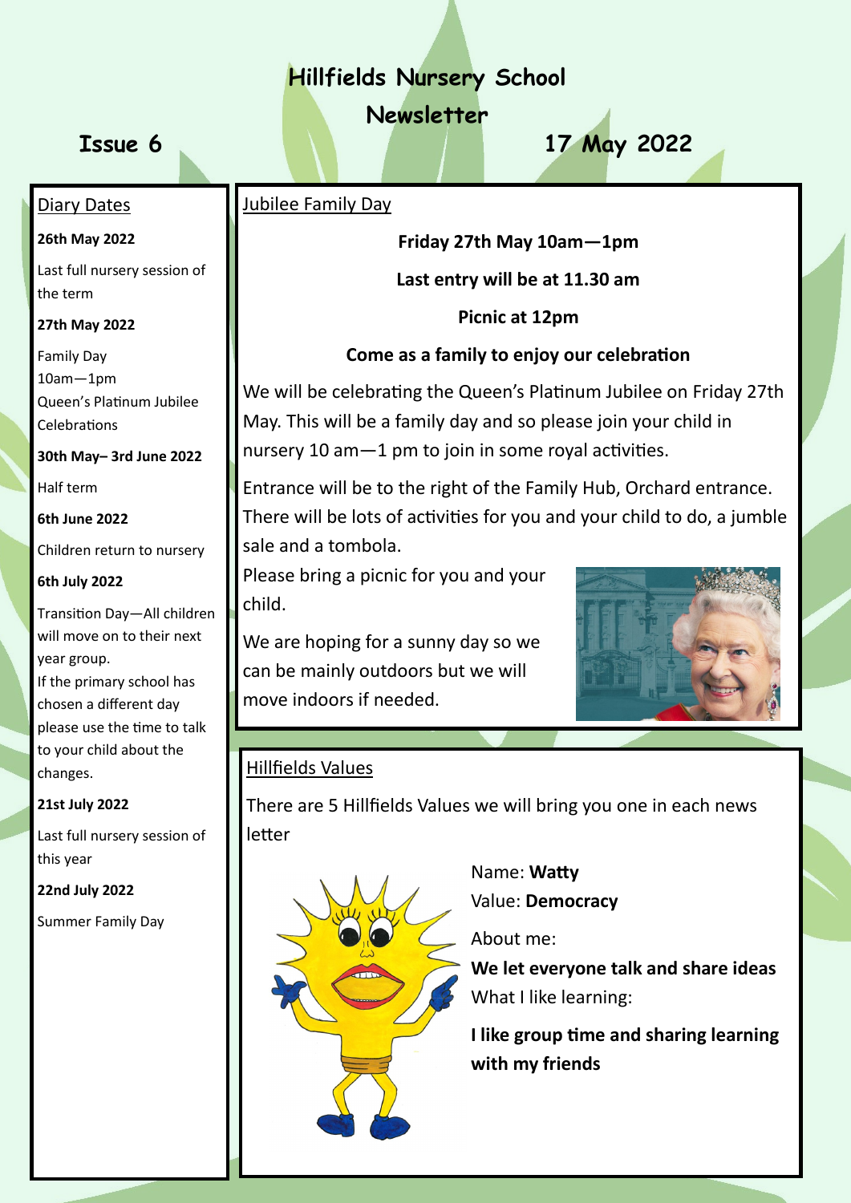# Hillfields Nursery School Newsletter

**Issue 6** **17 May 2022**

## Diary Dates

**26th May 2022**

Last full nursery session of the term

**27th May 2022**

Family Day
10am—1pm
Queen's Platinum Jubilee Celebrations

**30th May– 3rd June 2022**

Half term

**6th June 2022**

Children return to nursery

**6th July 2022**

Transition Day—All children will move on to their next year group.
If the primary school has chosen a different day please use the time to talk to your child about the changes.

**21st July 2022**

Last full nursery session of this year

**22nd July 2022**

Summer Family Day

## Jubilee Family Day

**Friday 27th May 10am—1pm**

**Last entry will be at 11.30 am**

**Picnic at 12pm**

**Come as a family to enjoy our celebration**

We will be celebrating the Queen's Platinum Jubilee on Friday 27th May. This will be a family day and so please join your child in nursery 10 am—1 pm to join in some royal activities.

Entrance will be to the right of the Family Hub, Orchard entrance. There will be lots of activities for you and your child to do, a jumble sale and a tombola.

Please bring a picnic for you and your child.

We are hoping for a sunny day so we can be mainly outdoors but we will move indoors if needed.

## Hillfields Values

There are 5 Hillfields Values we will bring you one in each news letter

Name: **Watty**

Value: **Democracy**

About me:

**We let everyone talk and share ideas**

What I like learning:

**I like group time and sharing learning with my friends**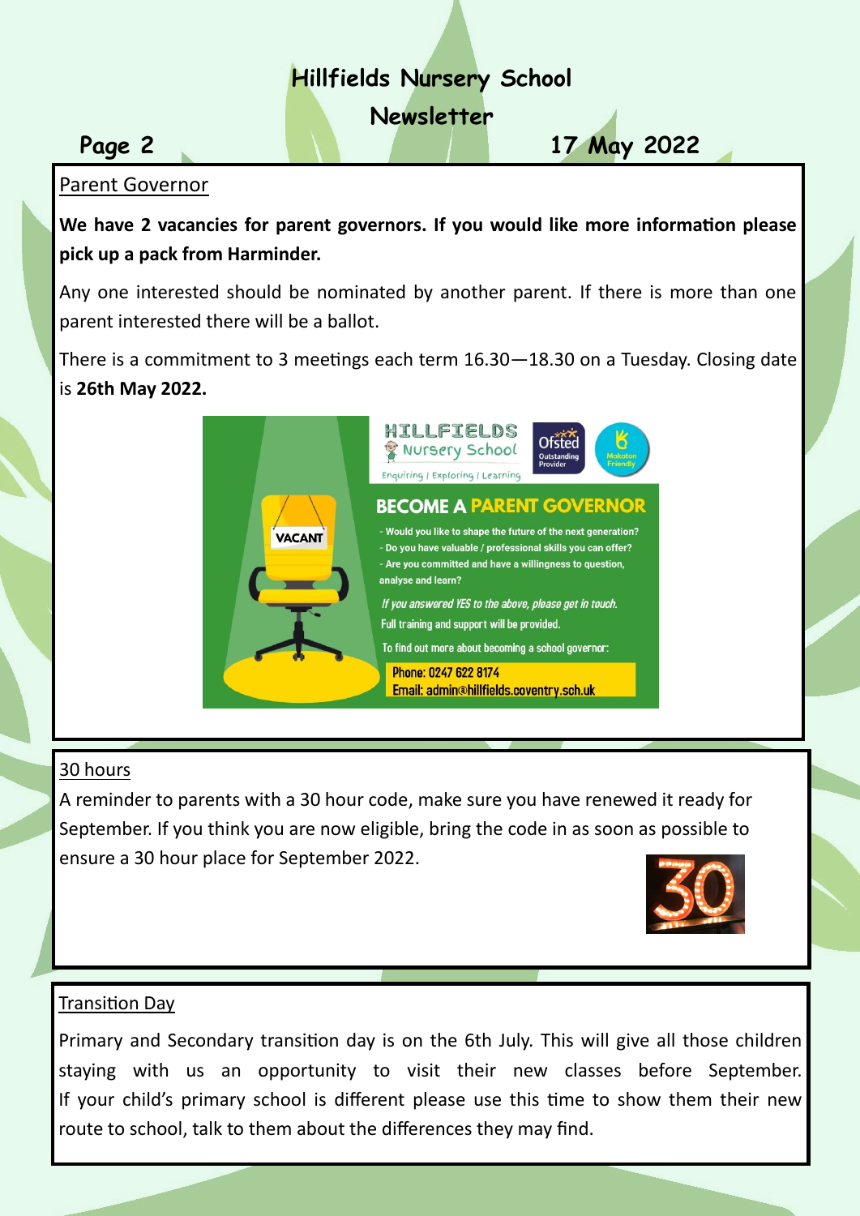# Hillfields Nursery School

## Newsletter

**Page 2** **17 May 2022**

### Parent Governor

**We have 2 vacancies for parent governors. If you would like more information please pick up a pack from Harminder.**

Any one interested should be nominated by another parent. If there is more than one parent interested there will be a ballot.

There is a commitment to 3 meetings each term 16.30—18.30 on a Tuesday. Closing date is **26th May 2022.**

HILLFIELDS Nursery School

Enquiring | Exploring | Learning

Ofsted Outstanding Provider

Makaton Friendly

VACANT

**BECOME A PARENT GOVERNOR**

- Would you like to shape the future of the next generation?
- Do you have valuable / professional skills you can offer?
- Are you committed and have a willingness to question, analyse and learn?

*If you answered YES to the above, please get in touch.*

Full training and support will be provided.

To find out more about becoming a school governor:

Phone: 0247 622 8174
Email: admin@hillfields.coventry.sch.uk

### 30 hours

A reminder to parents with a 30 hour code, make sure you have renewed it ready for September. If you think you are now eligible, bring the code in as soon as possible to ensure a 30 hour place for September 2022.

### Transition Day

Primary and Secondary transition day is on the 6th July. This will give all those children staying with us an opportunity to visit their new classes before September. If your child's primary school is different please use this time to show them their new route to school, talk to them about the differences they may find.